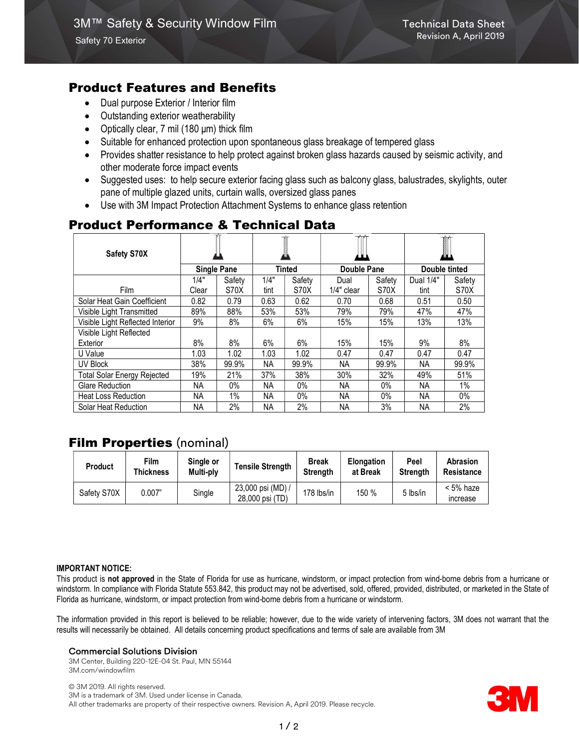# 3M™ Safety & Security Window Film

Safety 70 Exterior

Technical Data Sheet
Revision A, April 2019

## Product Features and Benefits

- Dual purpose Exterior / Interior film
- Outstanding exterior weatherability
- Optically clear, 7 mil (180 μm) thick film
- Suitable for enhanced protection upon spontaneous glass breakage of tempered glass
- Provides shatter resistance to help protect against broken glass hazards caused by seismic activity, and other moderate force impact events
- Suggested uses: to help secure exterior facing glass such as balcony glass, balustrades, skylights, outer pane of multiple glazed units, curtain walls, oversized glass panes
- Use with 3M Impact Protection Attachment Systems to enhance glass retention

## Product Performance & Technical Data

| Safety S70X | Single Pane | | Tinted | | Double Pane | | Double tinted | |
|---|---|---|---|---|---|---|---|---|
| Film | 1/4" Clear | Safety S70X | 1/4" tint | Safety S70X | Dual 1/4" clear | Safety S70X | Dual 1/4" tint | Safety S70X |
| Solar Heat Gain Coefficient | 0.82 | 0.79 | 0.63 | 0.62 | 0.70 | 0.68 | 0.51 | 0.50 |
| Visible Light Transmitted | 89% | 88% | 53% | 53% | 79% | 79% | 47% | 47% |
| Visible Light Reflected Interior | 9% | 8% | 6% | 6% | 15% | 15% | 13% | 13% |
| Visible Light Reflected Exterior | 8% | 8% | 6% | 6% | 15% | 15% | 9% | 8% |
| U Value | 1.03 | 1.02 | 1.03 | 1.02 | 0.47 | 0.47 | 0.47 | 0.47 |
| UV Block | 38% | 99.9% | NA | 99.9% | NA | 99.9% | NA | 99.9% |
| Total Solar Energy Rejected | 19% | 21% | 37% | 38% | 30% | 32% | 49% | 51% |
| Glare Reduction | NA | 0% | NA | 0% | NA | 0% | NA | 1% |
| Heat Loss Reduction | NA | 1% | NA | 0% | NA | 0% | NA | 0% |
| Solar Heat Reduction | NA | 2% | NA | 2% | NA | 3% | NA | 2% |

## Film Properties (nominal)

| Product | Film Thickness | Single or Multi-ply | Tensile Strength | Break Strength | Elongation at Break | Peel Strength | Abrasion Resistance |
|---|---|---|---|---|---|---|---|
| Safety S70X | 0.007" | Single | 23,000 psi (MD) / 28,000 psi (TD) | 178 lbs/in | 150 % | 5 lbs/in | < 5% haze increase |

**IMPORTANT NOTICE:**

This product is **not approved** in the State of Florida for use as hurricane, windstorm, or impact protection from wind-borne debris from a hurricane or windstorm. In compliance with Florida Statute 553.842, this product may not be advertised, sold, offered, provided, distributed, or marketed in the State of Florida as hurricane, windstorm, or impact protection from wind-borne debris from a hurricane or windstorm.

The information provided in this report is believed to be reliable; however, due to the wide variety of intervening factors, 3M does not warrant that the results will necessarily be obtained. All details concerning product specifications and terms of sale are available from 3M

**Commercial Solutions Division**
3M Center, Building 220-12E-04 St. Paul, MN 55144
3M.com/windowfilm

© 3M 2019. All rights reserved.
3M is a trademark of 3M. Used under license in Canada.
All other trademarks are property of their respective owners. Revision A, April 2019. Please recycle.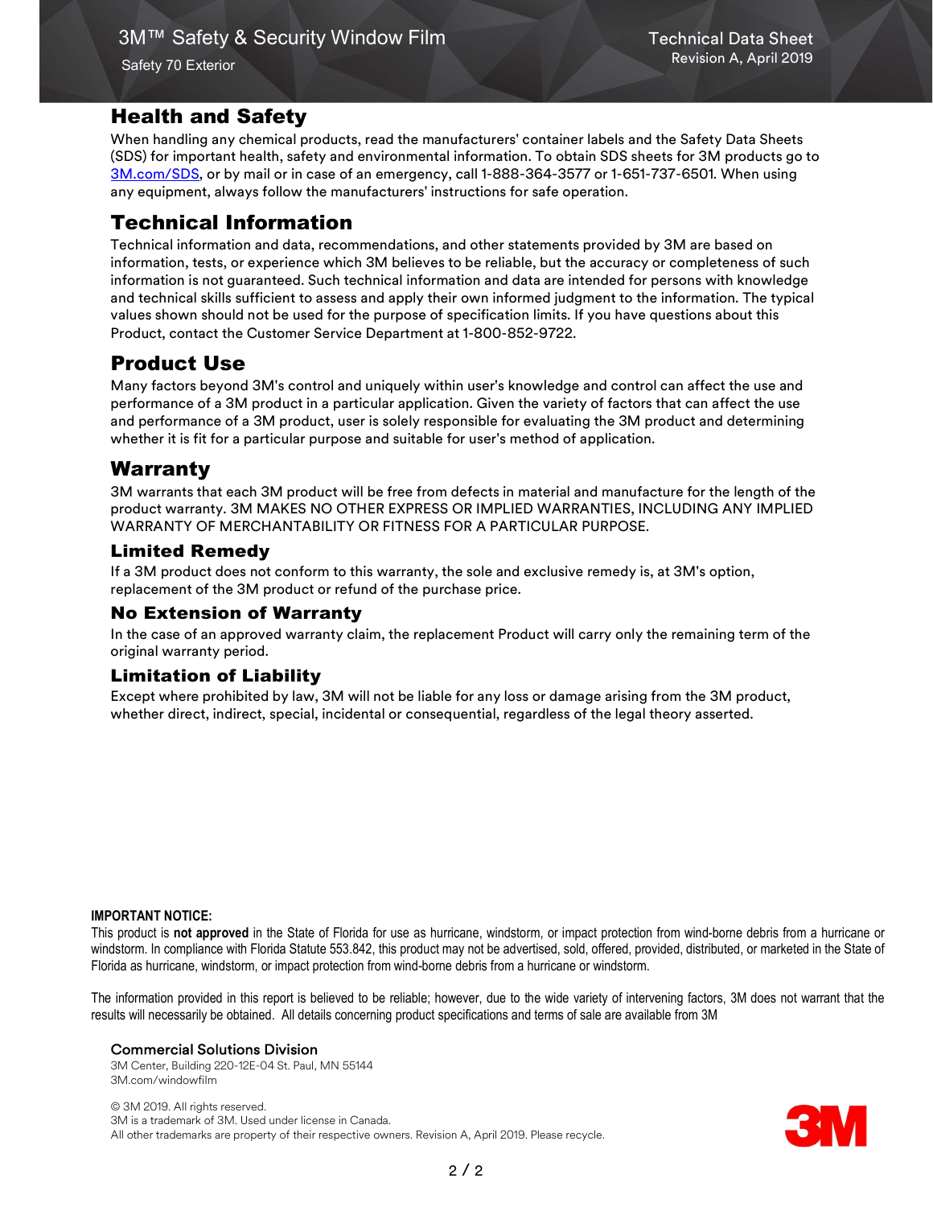## Health and Safety

When handling any chemical products, read the manufacturers' container labels and the Safety Data Sheets (SDS) for important health, safety and environmental information. To obtain SDS sheets for 3M products go to 3M.com/SDS, or by mail or in case of an emergency, call 1-888-364-3577 or 1-651-737-6501. When using any equipment, always follow the manufacturers' instructions for safe operation.

## Technical Information

Technical information and data, recommendations, and other statements provided by 3M are based on information, tests, or experience which 3M believes to be reliable, but the accuracy or completeness of such information is not guaranteed. Such technical information and data are intended for persons with knowledge and technical skills sufficient to assess and apply their own informed judgment to the information. The typical values shown should not be used for the purpose of specification limits. If you have questions about this Product, contact the Customer Service Department at 1-800-852-9722.

## Product Use

Many factors beyond 3M's control and uniquely within user's knowledge and control can affect the use and performance of a 3M product in a particular application. Given the variety of factors that can affect the use and performance of a 3M product, user is solely responsible for evaluating the 3M product and determining whether it is fit for a particular purpose and suitable for user's method of application.

## Warranty

3M warrants that each 3M product will be free from defects in material and manufacture for the length of the product warranty. 3M MAKES NO OTHER EXPRESS OR IMPLIED WARRANTIES, INCLUDING ANY IMPLIED WARRANTY OF MERCHANTABILITY OR FITNESS FOR A PARTICULAR PURPOSE.

### Limited Remedy

If a 3M product does not conform to this warranty, the sole and exclusive remedy is, at 3M's option, replacement of the 3M product or refund of the purchase price.

### No Extension of Warranty

In the case of an approved warranty claim, the replacement Product will carry only the remaining term of the original warranty period.

### Limitation of Liability

Except where prohibited by law, 3M will not be liable for any loss or damage arising from the 3M product, whether direct, indirect, special, incidental or consequential, regardless of the legal theory asserted.

**IMPORTANT NOTICE:**

This product is **not approved** in the State of Florida for use as hurricane, windstorm, or impact protection from wind-borne debris from a hurricane or windstorm. In compliance with Florida Statute 553.842, this product may not be advertised, sold, offered, provided, distributed, or marketed in the State of Florida as hurricane, windstorm, or impact protection from wind-borne debris from a hurricane or windstorm.

The information provided in this report is believed to be reliable; however, due to the wide variety of intervening factors, 3M does not warrant that the results will necessarily be obtained. All details concerning product specifications and terms of sale are available from 3M

**Commercial Solutions Division**
3M Center, Building 220-12E-04 St. Paul, MN 55144
3M.com/windowfilm

© 3M 2019. All rights reserved.
3M is a trademark of 3M. Used under license in Canada.
All other trademarks are property of their respective owners. Revision A, April 2019. Please recycle.